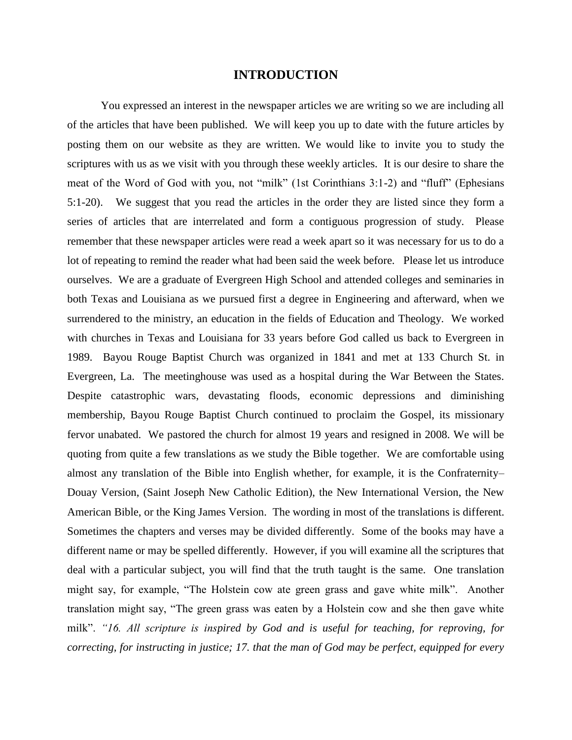# INTRODUCTION

You expressed an interest in the newspaper articles we are writing so we are including all of the articles that have been published. We will keep you up to date with the future articles by posting them on our website as they are written. We would like to invite you to study the scriptures with us as we visit with you through these weekly articles. It is our desire to share the meat of the Word of God with you, not "milk" (1st Corinthians 3:1-2) and "fluff" (Ephesians 5:1-20). We suggest that you read the articles in the order they are listed since they form a series of articles that are interrelated and form a contiguous progression of study. Please remember that these newspaper articles were read a week apart so it was necessary for us to do a lot of repeating to remind the reader what had been said the week before. Please let us introduce ourselves. We are a graduate of Evergreen High School and attended colleges and seminaries in both Texas and Louisiana as we pursued first a degree in Engineering and afterward, when we surrendered to the ministry, an education in the fields of Education and Theology. We worked with churches in Texas and Louisiana for 33 years before God called us back to Evergreen in 1989. Bayou Rouge Baptist Church was organized in 1841 and met at 133 Church St. in Evergreen, La. The meetinghouse was used as a hospital during the War Between the States. Despite catastrophic wars, devastating floods, economic depressions and diminishing membership, Bayou Rouge Baptist Church continued to proclaim the Gospel, its missionary fervor unabated. We pastored the church for almost 19 years and resigned in 2008. We will be quoting from quite a few translations as we study the Bible together. We are comfortable using almost any translation of the Bible into English whether, for example, it is the Confraternity–Douay Version, (Saint Joseph New Catholic Edition), the New International Version, the New American Bible, or the King James Version. The wording in most of the translations is different. Sometimes the chapters and verses may be divided differently. Some of the books may have a different name or may be spelled differently. However, if you will examine all the scriptures that deal with a particular subject, you will find that the truth taught is the same. One translation might say, for example, "The Holstein cow ate green grass and gave white milk". Another translation might say, "The green grass was eaten by a Holstein cow and she then gave white milk". *"16. All scripture is inspired by God and is useful for teaching, for reproving, for correcting, for instructing in justice; 17. that the man of God may be perfect, equipped for every*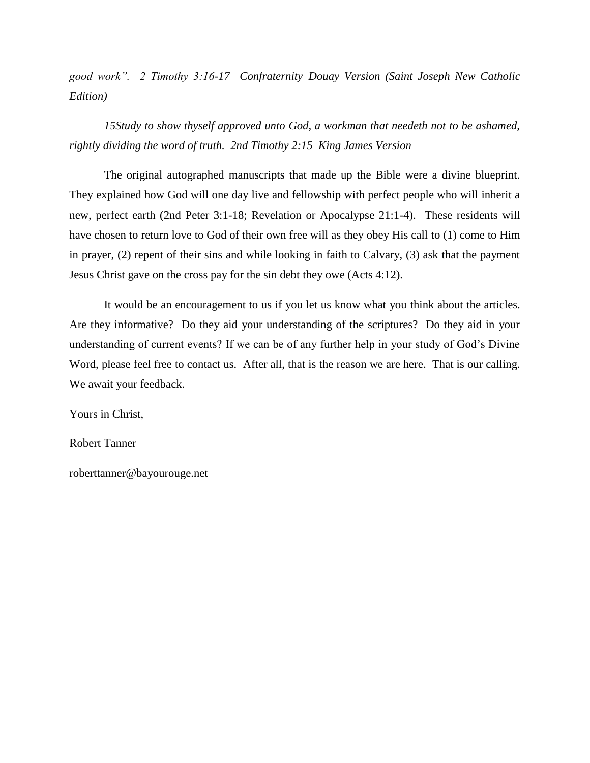*good work". 2 Timothy 3:16-17 Confraternity–Douay Version (Saint Joseph New Catholic Edition)*

*15Study to show thyself approved unto God, a workman that needeth not to be ashamed, rightly dividing the word of truth. 2nd Timothy 2:15 King James Version*

The original autographed manuscripts that made up the Bible were a divine blueprint. They explained how God will one day live and fellowship with perfect people who will inherit a new, perfect earth (2nd Peter 3:1-18; Revelation or Apocalypse 21:1-4). These residents will have chosen to return love to God of their own free will as they obey His call to (1) come to Him in prayer, (2) repent of their sins and while looking in faith to Calvary, (3) ask that the payment Jesus Christ gave on the cross pay for the sin debt they owe (Acts 4:12).

It would be an encouragement to us if you let us know what you think about the articles. Are they informative? Do they aid your understanding of the scriptures? Do they aid in your understanding of current events? If we can be of any further help in your study of God's Divine Word, please feel free to contact us. After all, that is the reason we are here. That is our calling. We await your feedback.

Yours in Christ,

Robert Tanner

roberttanner@bayourouge.net